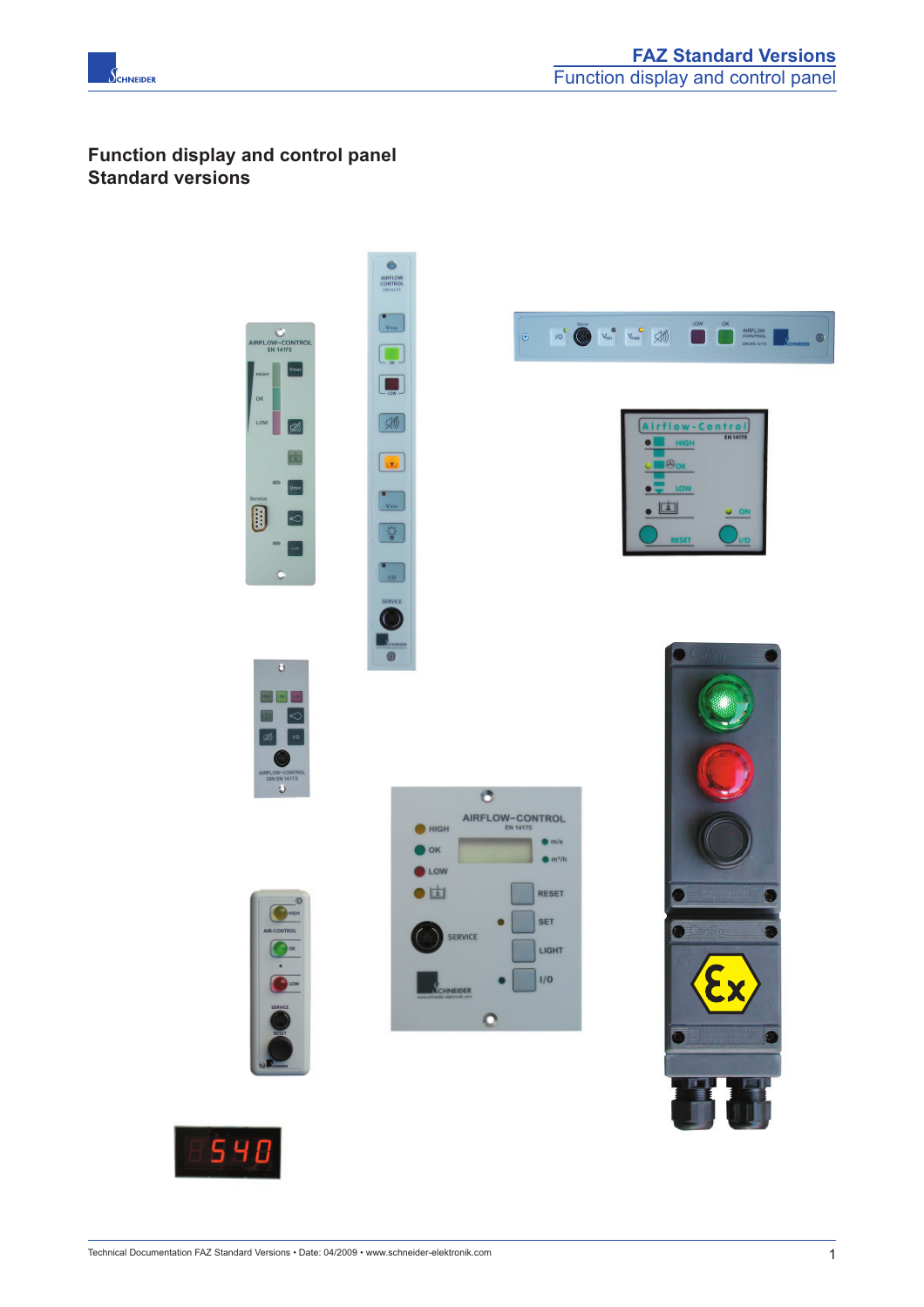# Function display and control panel Standard versions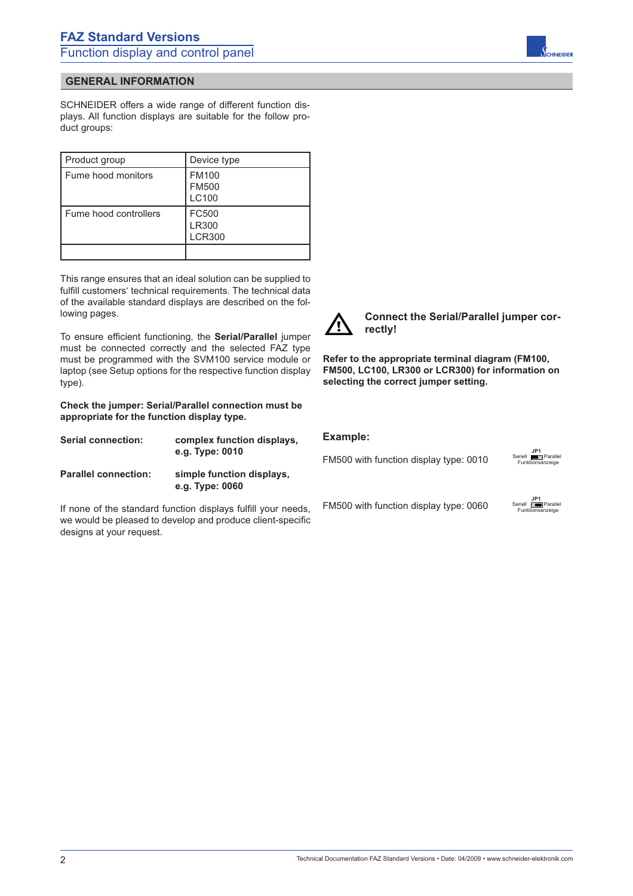## GENERAL INFORMATION

SCHNEIDER offers a wide range of different function displays. All function displays are suitable for the follow product groups:

| Product group | Device type |
|---|---|
| Fume hood monitors | FM100<br>FM500<br>LC100 |
| Fume hood controllers | FC500<br>LR300<br>LCR300 |
| | |

This range ensures that an ideal solution can be supplied to fulfill customers' technical requirements. The technical data of the available standard displays are described on the following pages.

To ensure efficient functioning, the **Serial/Parallel** jumper must be connected correctly and the selected FAZ type must be programmed with the SVM100 service module or laptop (see Setup options for the respective function display type).

**Check the jumper: Serial/Parallel connection must be appropriate for the function display type.**

| | |
|---|---|
| **Serial connection:** | **complex function displays, e.g. Type: 0010** |
| **Parallel connection:** | **simple function displays, e.g. Type: 0060** |

If none of the standard function displays fulfill your needs, we would be pleased to develop and produce client-specific designs at your request.

**Connect the Serial/Parallel jumper correctly!**

**Refer to the appropriate terminal diagram (FM100, FM500, LC100, LR300 or LCR300) for information on selecting the correct jumper setting.**

**Example:**

FM500 with function display type: 0010

JP1
Seriell Parallel
Funktionsanzeige

FM500 with function display type: 0060

JP1
Seriell Parallel
Funktionsanzeige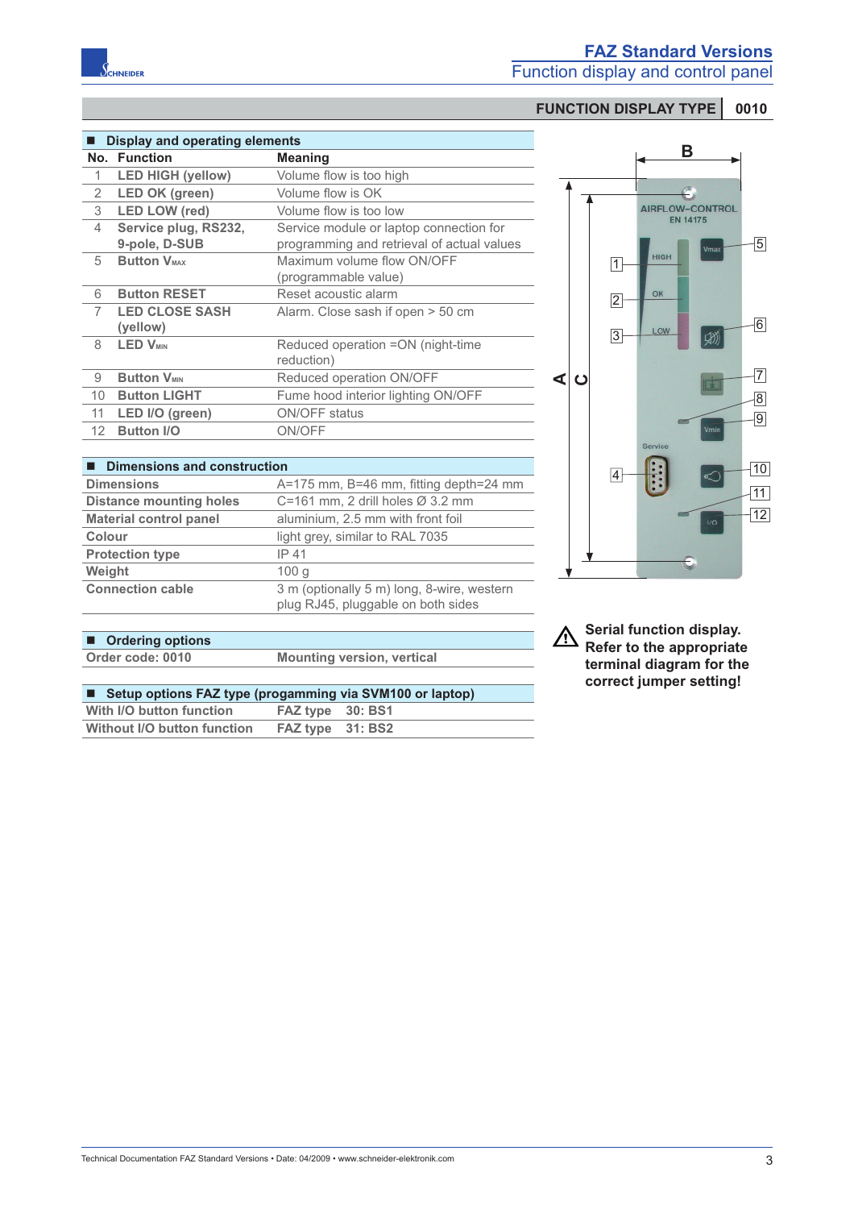# FAZ Standard Versions
## Function display and control panel

**FUNCTION DISPLAY TYPE | 0010**

### ■ Display and operating elements

| No. | Function | Meaning |
|---|---|---|
| 1 | **LED HIGH (yellow)** | Volume flow is too high |
| 2 | **LED OK (green)** | Volume flow is OK |
| 3 | **LED LOW (red)** | Volume flow is too low |
| 4 | **Service plug, RS232, 9-pole, D-SUB** | Service module or laptop connection for programming and retrieval of actual values |
| 5 | **Button $V_{MAX}$** | Maximum volume flow ON/OFF (programmable value) |
| 6 | **Button RESET** | Reset acoustic alarm |
| 7 | **LED CLOSE SASH (yellow)** | Alarm. Close sash if open > 50 cm |
| 8 | **LED $V_{MIN}$** | Reduced operation =ON (night-time reduction) |
| 9 | **Button $V_{MIN}$** | Reduced operation ON/OFF |
| 10 | **Button LIGHT** | Fume hood interior lighting ON/OFF |
| 11 | **LED I/O (green)** | ON/OFF status |
| 12 | **Button I/O** | ON/OFF |

### ■ Dimensions and construction

| | |
|---|---|
| **Dimensions** | A=175 mm, B=46 mm, fitting depth=24 mm |
| **Distance mounting holes** | C=161 mm, 2 drill holes Ø 3.2 mm |
| **Material control panel** | aluminium, 2.5 mm with front foil |
| **Colour** | light grey, similar to RAL 7035 |
| **Protection type** | IP 41 |
| **Weight** | 100 g |
| **Connection cable** | 3 m (optionally 5 m) long, 8-wire, western plug RJ45, pluggable on both sides |

### ■ Ordering options

| | |
|---|---|
| **Order code: 0010** | **Mounting version, vertical** |

### ■ Setup options FAZ type (progamming via SVM100 or laptop)

| | |
|---|---|
| **With I/O button function** | **FAZ type 30: BS1** |
| **Without I/O button function** | **FAZ type 31: BS2** |

⚠ **Serial function display. Refer to the appropriate terminal diagram for the correct jumper setting!**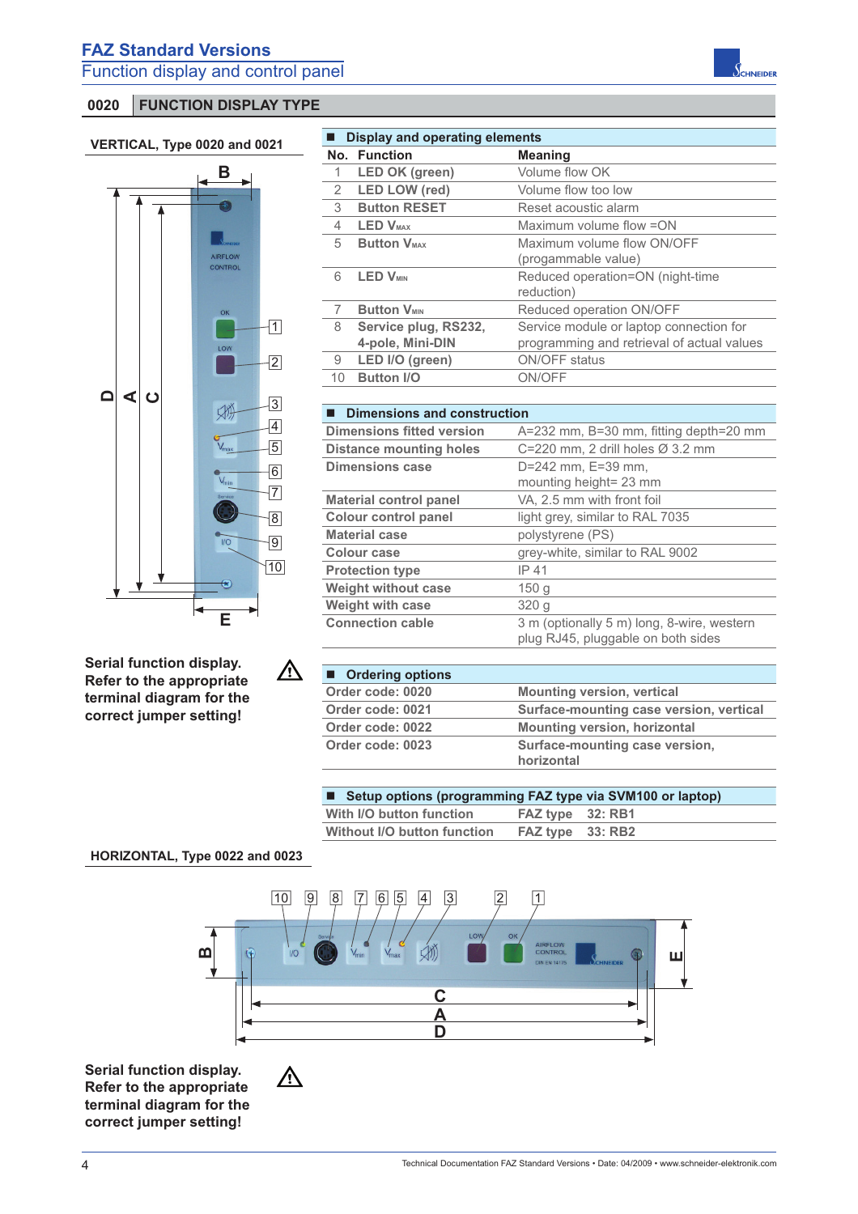# FAZ Standard Versions

## Function display and control panel

### 0020 FUNCTION DISPLAY TYPE

#### VERTICAL, Type 0020 and 0021

**Serial function display. Refer to the appropriate terminal diagram for the correct jumper setting!**

#### Display and operating elements

| No. | Function | Meaning |
|---|---|---|
| 1 | LED OK (green) | Volume flow OK |
| 2 | LED LOW (red) | Volume flow too low |
| 3 | Button RESET | Reset acoustic alarm |
| 4 | LED $V_{MAX}$ | Maximum volume flow =ON |
| 5 | Button $V_{MAX}$ | Maximum volume flow ON/OFF (progammable value) |
| 6 | LED $V_{MIN}$ | Reduced operation=ON (night-time reduction) |
| 7 | Button $V_{MIN}$ | Reduced operation ON/OFF |
| 8 | Service plug, RS232, 4-pole, Mini-DIN | Service module or laptop connection for programming and retrieval of actual values |
| 9 | LED I/O (green) | ON/OFF status |
| 10 | Button I/O | ON/OFF |

#### Dimensions and construction

| | |
|---|---|
| Dimensions fitted version | A=232 mm, B=30 mm, fitting depth=20 mm |
| Distance mounting holes | C=220 mm, 2 drill holes Ø 3.2 mm |
| Dimensions case | D=242 mm, E=39 mm, mounting height= 23 mm |
| Material control panel | VA, 2.5 mm with front foil |
| Colour control panel | light grey, similar to RAL 7035 |
| Material case | polystyrene (PS) |
| Colour case | grey-white, similar to RAL 9002 |
| Protection type | IP 41 |
| Weight without case | 150 g |
| Weight with case | 320 g |
| Connection cable | 3 m (optionally 5 m) long, 8-wire, western plug RJ45, pluggable on both sides |

#### Ordering options

| | |
|---|---|
| Order code: 0020 | Mounting version, vertical |
| Order code: 0021 | Surface-mounting case version, vertical |
| Order code: 0022 | Mounting version, horizontal |
| Order code: 0023 | Surface-mounting case version, horizontal |

#### Setup options (programming FAZ type via SVM100 or laptop)

| | |
|---|---|
| With I/O button function | FAZ type 32: RB1 |
| Without I/O button function | FAZ type 33: RB2 |

#### HORIZONTAL, Type 0022 and 0023

**Serial function display. Refer to the appropriate terminal diagram for the correct jumper setting!**

Technical Documentation FAZ Standard Versions • Date: 04/2009 • www.schneider-elektronik.com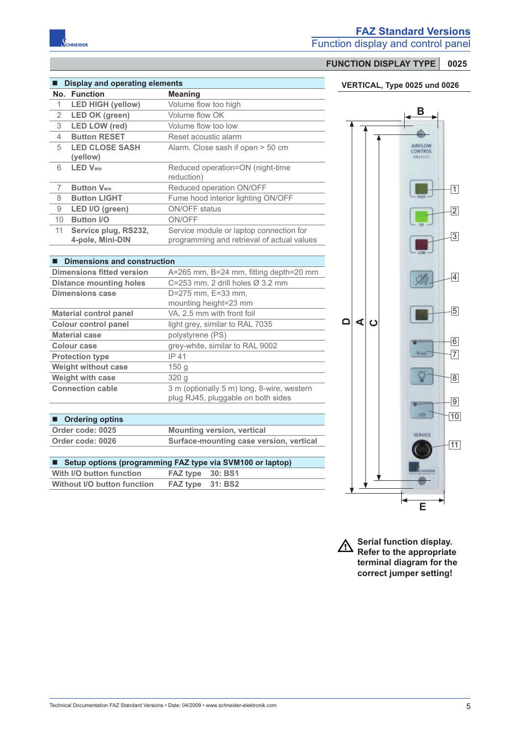# FAZ Standard Versions

## Function display and control panel

**FUNCTION DISPLAY TYPE | 0025**

### Display and operating elements

| No. | Function | Meaning |
|---|---|---|
| 1 | **LED HIGH (yellow)** | Volume flow too high |
| 2 | **LED OK (green)** | Volume flow OK |
| 3 | **LED LOW (red)** | Volume flow too low |
| 4 | **Button RESET** | Reset acoustic alarm |
| 5 | **LED CLOSE SASH (yellow)** | Alarm. Close sash if open > 50 cm |
| 6 | **LED $V_{MIN}$** | Reduced operation=ON (night-time reduction) |
| 7 | **Button $V_{MIN}$** | Reduced operation ON/OFF |
| 8 | **Button LIGHT** | Fume hood interior lighting ON/OFF |
| 9 | **LED I/O (green)** | ON/OFF status |
| 10 | **Button I/O** | ON/OFF |
| 11 | **Service plug, RS232, 4-pole, Mini-DIN** | Service module or laptop connection for programming and retrieval of actual values |

### Dimensions and construction

| | |
|---|---|
| **Dimensions fitted version** | A=265 mm, B=24 mm, fitting depth=20 mm |
| **Distance mounting holes** | C=253 mm, 2 drill holes Ø 3.2 mm |
| **Dimensions case** | D=275 mm, E=33 mm, mounting height=23 mm |
| **Material control panel** | VA, 2.5 mm with front foil |
| **Colour control panel** | light grey, similar to RAL 7035 |
| **Material case** | polystyrene (PS) |
| **Colour case** | grey-white, similar to RAL 9002 |
| **Protection type** | IP 41 |
| **Weight without case** | 150 g |
| **Weight with case** | 320 g |
| **Connection cable** | 3 m (optionally 5 m) long, 8-wire, western plug RJ45, pluggable on both sides |

### Ordering optins

| | |
|---|---|
| **Order code: 0025** | **Mounting version, vertical** |
| **Order code: 0026** | **Surface-mounting case version, vertical** |

### Setup options (programming FAZ type via SVM100 or laptop)

| | | |
|---|---|---|
| **With I/O button function** | **FAZ type** | **30: BS1** |
| **Without I/O button function** | **FAZ type** | **31: BS2** |

**VERTICAL, Type 0025 und 0026**

**Serial function display. Refer to the appropriate terminal diagram for the correct jumper setting!**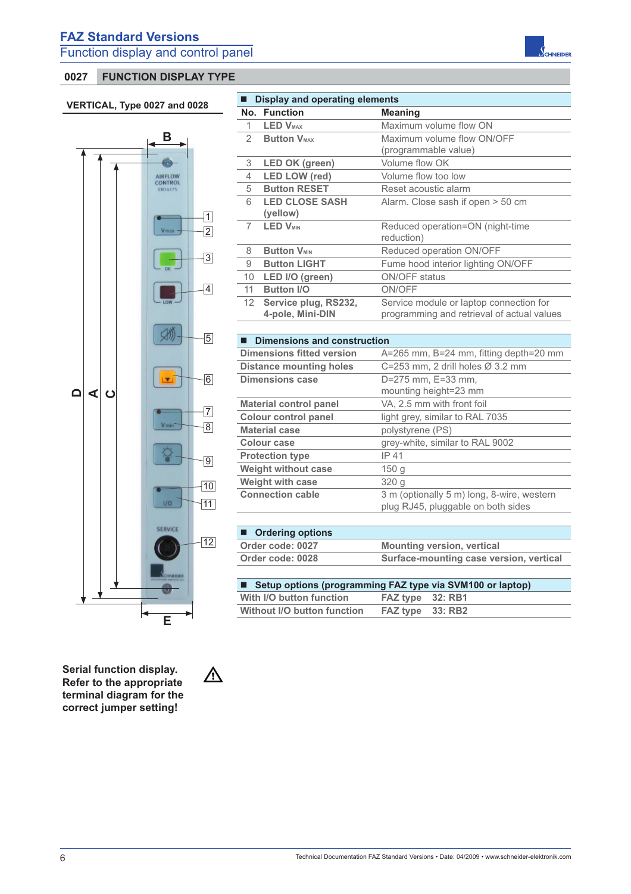# FAZ Standard Versions

## Function display and control panel

### 0027 FUNCTION DISPLAY TYPE

**VERTICAL, Type 0027 and 0028**

**Display and operating elements**

| No. | Function | Meaning |
|---|---|---|
| 1 | LED $V_{MAX}$ | Maximum volume flow ON |
| 2 | Button $V_{MAX}$ | Maximum volume flow ON/OFF (programmable value) |
| 3 | LED OK (green) | Volume flow OK |
| 4 | LED LOW (red) | Volume flow too low |
| 5 | Button RESET | Reset acoustic alarm |
| 6 | LED CLOSE SASH (yellow) | Alarm. Close sash if open > 50 cm |
| 7 | LED $V_{MIN}$ | Reduced operation=ON (night-time reduction) |
| 8 | Button $V_{MIN}$ | Reduced operation ON/OFF |
| 9 | Button LIGHT | Fume hood interior lighting ON/OFF |
| 10 | LED I/O (green) | ON/OFF status |
| 11 | Button I/O | ON/OFF |
| 12 | Service plug, RS232, 4-pole, Mini-DIN | Service module or laptop connection for programming and retrieval of actual values |

**Dimensions and construction**

| | |
|---|---|
| Dimensions fitted version | A=265 mm, B=24 mm, fitting depth=20 mm |
| Distance mounting holes | C=253 mm, 2 drill holes Ø 3.2 mm |
| Dimensions case | D=275 mm, E=33 mm, mounting height=23 mm |
| Material control panel | VA, 2.5 mm with front foil |
| Colour control panel | light grey, similar to RAL 7035 |
| Material case | polystyrene (PS) |
| Colour case | grey-white, similar to RAL 9002 |
| Protection type | IP 41 |
| Weight without case | 150 g |
| Weight with case | 320 g |
| Connection cable | 3 m (optionally 5 m) long, 8-wire, western plug RJ45, pluggable on both sides |

**Ordering options**

| | |
|---|---|
| Order code: 0027 | **Mounting version, vertical** |
| Order code: 0028 | **Surface-mounting case version, vertical** |

**Setup options (programming FAZ type via SVM100 or laptop)**

| | | |
|---|---|---|
| With I/O button function | FAZ type | 32: RB1 |
| Without I/O button function | FAZ type | 33: RB2 |

**Serial function display. Refer to the appropriate terminal diagram for the correct jumper setting!** ⚠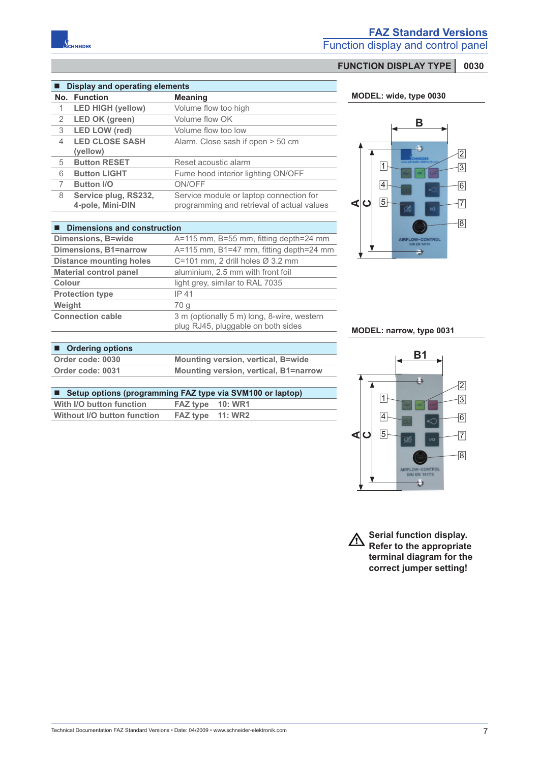# FAZ Standard Versions

## Function display and control panel

**FUNCTION DISPLAY TYPE | 0030**

### Display and operating elements

| No. | Function | Meaning |
|---|---|---|
| 1 | LED HIGH (yellow) | Volume flow too high |
| 2 | LED OK (green) | Volume flow OK |
| 3 | LED LOW (red) | Volume flow too low |
| 4 | LED CLOSE SASH (yellow) | Alarm. Close sash if open > 50 cm |
| 5 | Button RESET | Reset acoustic alarm |
| 6 | Button LIGHT | Fume hood interior lighting ON/OFF |
| 7 | Button I/O | ON/OFF |
| 8 | Service plug, RS232, 4-pole, Mini-DIN | Service module or laptop connection for programming and retrieval of actual values |

### Dimensions and construction

| | |
|---|---|
| Dimensions, B=wide | A=115 mm, B=55 mm, fitting depth=24 mm |
| Dimensions, B1=narrow | A=115 mm, B1=47 mm, fitting depth=24 mm |
| Distance mounting holes | C=101 mm, 2 drill holes Ø 3.2 mm |
| Material control panel | aluminium, 2.5 mm with front foil |
| Colour | light grey, similar to RAL 7035 |
| Protection type | IP 41 |
| Weight | 70 g |
| Connection cable | 3 m (optionally 5 m) long, 8-wire, western plug RJ45, pluggable on both sides |

### Ordering options

| | |
|---|---|
| Order code: 0030 | Mounting version, vertical, B=wide |
| Order code: 0031 | Mounting version, vertical, B1=narrow |

### Setup options (programming FAZ type via SVM100 or laptop)

| | |
|---|---|
| With I/O button function | FAZ type 10: WR1 |
| Without I/O button function | FAZ type 11: WR2 |

**MODEL: wide, type 0030**

**MODEL: narrow, type 0031**

⚠ **Serial function display. Refer to the appropriate terminal diagram for the correct jumper setting!**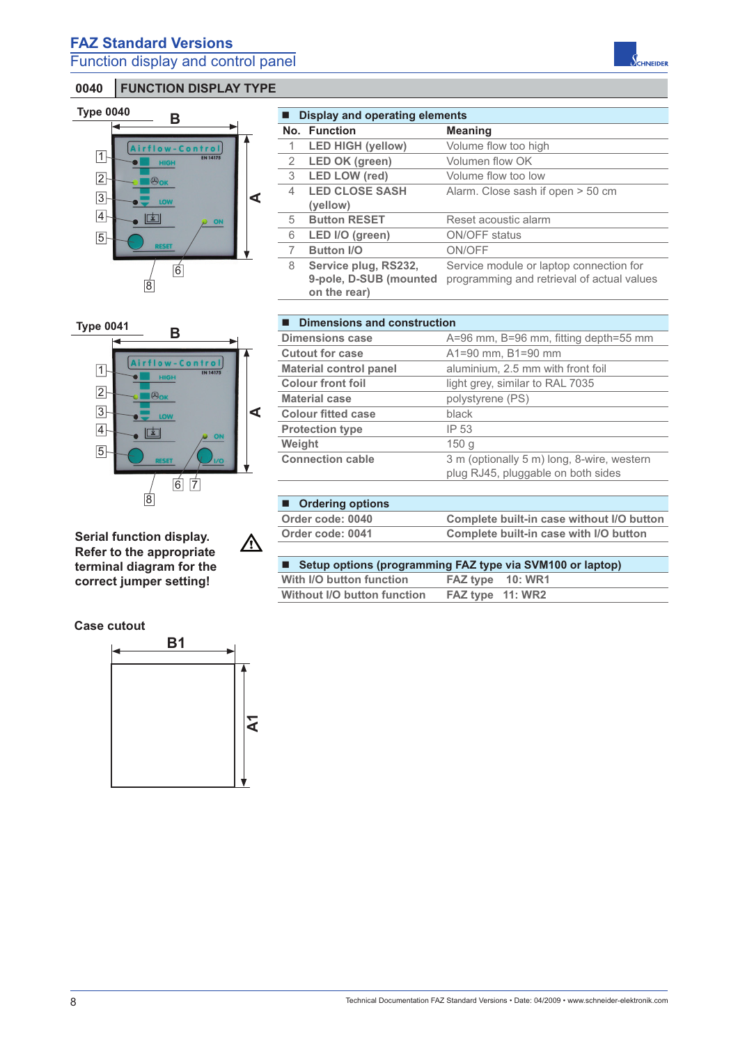# FAZ Standard Versions

## Function display and control panel

## 0040 FUNCTION DISPLAY TYPE

Type 0040

Type 0041

**Serial function display. Refer to the appropriate terminal diagram for the correct jumper setting!**

Case cutout

### Display and operating elements

| No. | Function | Meaning |
|---|---|---|
| 1 | LED HIGH (yellow) | Volume flow too high |
| 2 | LED OK (green) | Volumen flow OK |
| 3 | LED LOW (red) | Volume flow too low |
| 4 | LED CLOSE SASH (yellow) | Alarm. Close sash if open > 50 cm |
| 5 | Button RESET | Reset acoustic alarm |
| 6 | LED I/O (green) | ON/OFF status |
| 7 | Button I/O | ON/OFF |
| 8 | Service plug, RS232, 9-pole, D-SUB (mounted on the rear) | Service module or laptop connection for programming and retrieval of actual values |

### Dimensions and construction

| | |
|---|---|
| Dimensions case | A=96 mm, B=96 mm, fitting depth=55 mm |
| Cutout for case | A1=90 mm, B1=90 mm |
| Material control panel | aluminium, 2.5 mm with front foil |
| Colour front foil | light grey, similar to RAL 7035 |
| Material case | polystyrene (PS) |
| Colour fitted case | black |
| Protection type | IP 53 |
| Weight | 150 g |
| Connection cable | 3 m (optionally 5 m) long, 8-wire, western plug RJ45, pluggable on both sides |

### Ordering options

| | |
|---|---|
| Order code: 0040 | Complete built-in case without I/O button |
| Order code: 0041 | Complete built-in case with I/O button |

### Setup options (programming FAZ type via SVM100 or laptop)

| | |
|---|---|
| With I/O button function | FAZ type 10: WR1 |
| Without I/O button function | FAZ type 11: WR2 |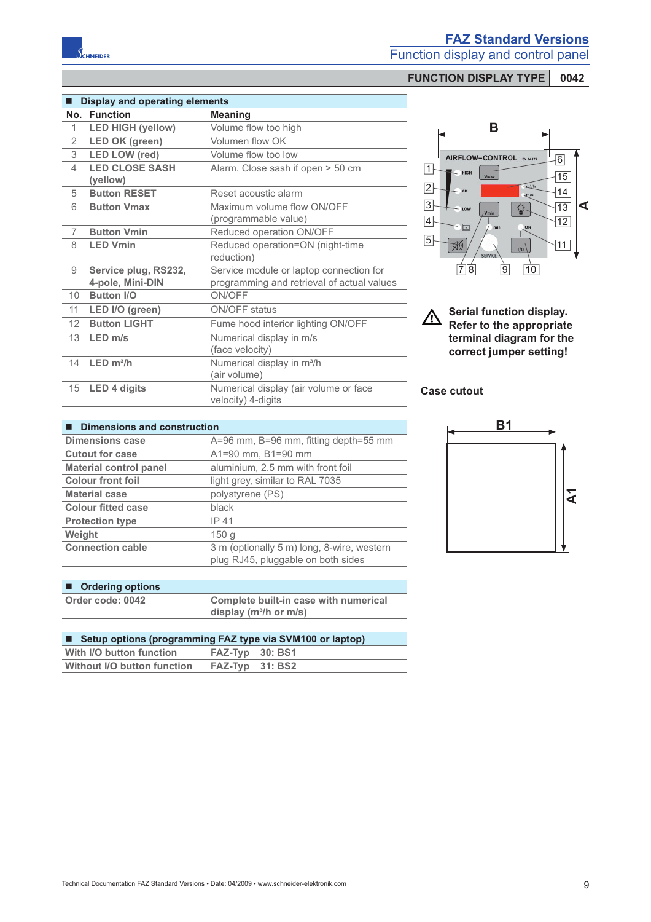# FAZ Standard Versions

## Function display and control panel

**FUNCTION DISPLAY TYPE | 0042**

### Display and operating elements

| No. | Function | Meaning |
|---|---|---|
| 1 | LED HIGH (yellow) | Volume flow too high |
| 2 | LED OK (green) | Volumen flow OK |
| 3 | LED LOW (red) | Volume flow too low |
| 4 | LED CLOSE SASH (yellow) | Alarm. Close sash if open > 50 cm |
| 5 | Button RESET | Reset acoustic alarm |
| 6 | Button Vmax | Maximum volume flow ON/OFF (programmable value) |
| 7 | Button Vmin | Reduced operation ON/OFF |
| 8 | LED Vmin | Reduced operation=ON (night-time reduction) |
| 9 | Service plug, RS232, 4-pole, Mini-DIN | Service module or laptop connection for programming and retrieval of actual values |
| 10 | Button I/O | ON/OFF |
| 11 | LED I/O (green) | ON/OFF status |
| 12 | Button LIGHT | Fume hood interior lighting ON/OFF |
| 13 | LED m/s | Numerical display in m/s (face velocity) |
| 14 | LED m³/h | Numerical display in m³/h (air volume) |
| 15 | LED 4 digits | Numerical display (air volume or face velocity) 4-digits |

**Serial function display. Refer to the appropriate terminal diagram for the correct jumper setting!**

### Dimensions and construction

| | |
|---|---|
| Dimensions case | A=96 mm, B=96 mm, fitting depth=55 mm |
| Cutout for case | A1=90 mm, B1=90 mm |
| Material control panel | aluminium, 2.5 mm with front foil |
| Colour front foil | light grey, similar to RAL 7035 |
| Material case | polystyrene (PS) |
| Colour fitted case | black |
| Protection type | IP 41 |
| Weight | 150 g |
| Connection cable | 3 m (optionally 5 m) long, 8-wire, western plug RJ45, pluggable on both sides |

**Case cutout**

### Ordering options

| | |
|---|---|
| Order code: 0042 | **Complete built-in case with numerical display (m³/h or m/s)** |

### Setup options (programming FAZ type via SVM100 or laptop)

| | |
|---|---|
| With I/O button function | FAZ-Typ 30: BS1 |
| Without I/O button function | FAZ-Typ 31: BS2 |

Technical Documentation FAZ Standard Versions • Date: 04/2009 • www.schneider-elektronik.com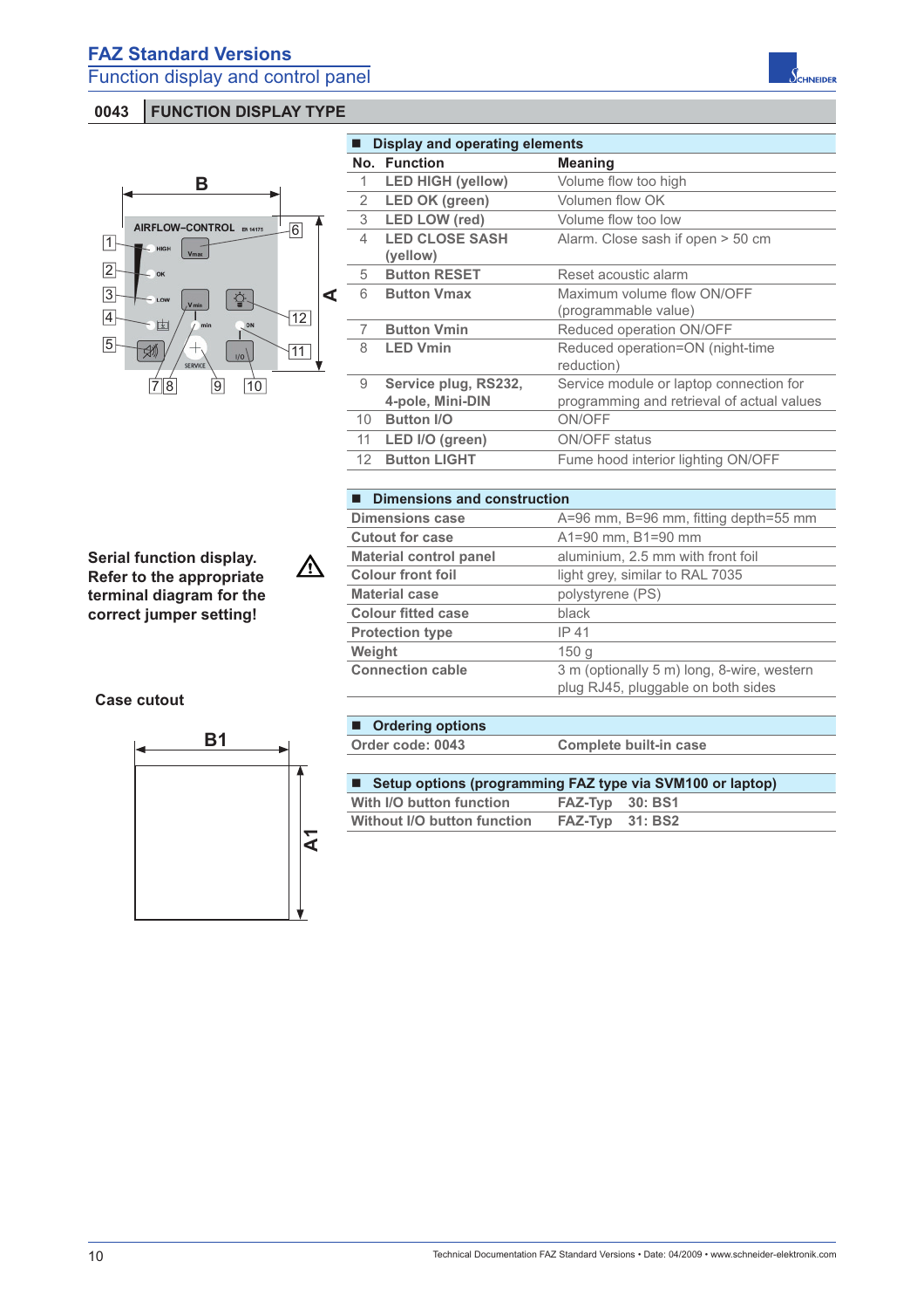# FAZ Standard Versions

## Function display and control panel

### 0043 FUNCTION DISPLAY TYPE

**Display and operating elements**

| No. | Function | Meaning |
|---|---|---|
| 1 | **LED HIGH (yellow)** | Volume flow too high |
| 2 | **LED OK (green)** | Volumen flow OK |
| 3 | **LED LOW (red)** | Volume flow too low |
| 4 | **LED CLOSE SASH (yellow)** | Alarm. Close sash if open > 50 cm |
| 5 | **Button RESET** | Reset acoustic alarm |
| 6 | **Button Vmax** | Maximum volume flow ON/OFF (programmable value) |
| 7 | **Button Vmin** | Reduced operation ON/OFF |
| 8 | **LED Vmin** | Reduced operation=ON (night-time reduction) |
| 9 | **Service plug, RS232, 4-pole, Mini-DIN** | Service module or laptop connection for programming and retrieval of actual values |
| 10 | **Button I/O** | ON/OFF |
| 11 | **LED I/O (green)** | ON/OFF status |
| 12 | **Button LIGHT** | Fume hood interior lighting ON/OFF |

**Serial function display. Refer to the appropriate terminal diagram for the correct jumper setting!**

**Dimensions and construction**

| | |
|---|---|
| **Dimensions case** | A=96 mm, B=96 mm, fitting depth=55 mm |
| **Cutout for case** | A1=90 mm, B1=90 mm |
| **Material control panel** | aluminium, 2.5 mm with front foil |
| **Colour front foil** | light grey, similar to RAL 7035 |
| **Material case** | polystyrene (PS) |
| **Colour fitted case** | black |
| **Protection type** | IP 41 |
| **Weight** | 150 g |
| **Connection cable** | 3 m (optionally 5 m) long, 8-wire, western plug RJ45, pluggable on both sides |

**Case cutout**

**Ordering options**

| | |
|---|---|
| **Order code: 0043** | **Complete built-in case** |

**Setup options (programming FAZ type via SVM100 or laptop)**

| | |
|---|---|
| **With I/O button function** | **FAZ-Typ 30: BS1** |
| **Without I/O button function** | **FAZ-Typ 31: BS2** |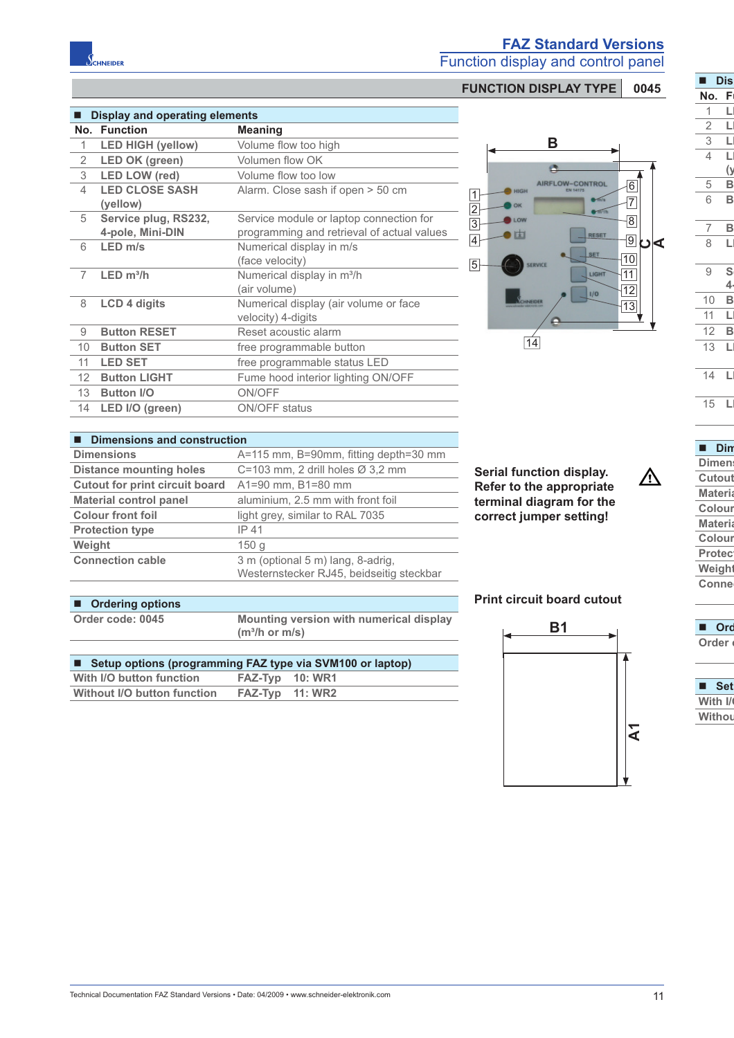# FAZ Standard Versions

## Function display and control panel

**FUNCTION DISPLAY TYPE 0045**

### Display and operating elements

| No. | Function | Meaning |
|---|---|---|
| 1 | LED HIGH (yellow) | Volume flow too high |
| 2 | LED OK (green) | Volumen flow OK |
| 3 | LED LOW (red) | Volume flow too low |
| 4 | LED CLOSE SASH (yellow) | Alarm. Close sash if open > 50 cm |
| 5 | Service plug, RS232, 4-pole, Mini-DIN | Service module or laptop connection for programming and retrieval of actual values |
| 6 | LED m/s | Numerical display in m/s (face velocity) |
| 7 | LED m³/h | Numerical display in m³/h (air volume) |
| 8 | LCD 4 digits | Numerical display (air volume or face velocity) 4-digits |
| 9 | Button RESET | Reset acoustic alarm |
| 10 | Button SET | free programmable button |
| 11 | LED SET | free programmable status LED |
| 12 | Button LIGHT | Fume hood interior lighting ON/OFF |
| 13 | Button I/O | ON/OFF |
| 14 | LED I/O (green) | ON/OFF status |

### Dimensions and construction

| | |
|---|---|
| Dimensions | A=115 mm, B=90mm, fitting depth=30 mm |
| Distance mounting holes | C=103 mm, 2 drill holes Ø 3,2 mm |
| Cutout for print circuit board | A1=90 mm, B1=80 mm |
| Material control panel | aluminium, 2.5 mm with front foil |
| Colour front foil | light grey, similar to RAL 7035 |
| Protection type | IP 41 |
| Weight | 150 g |
| Connection cable | 3 m (optional 5 m) lang, 8-adrig, Westernstecker RJ45, beidseitig steckbar |

### Ordering options

| | |
|---|---|
| Order code: 0045 | **Mounting version with numerical display (m³/h or m/s)** |

### Setup options (programming FAZ type via SVM100 or laptop)

| | | |
|---|---|---|
| With I/O button function | FAZ-Typ | 10: WR1 |
| Without I/O button function | FAZ-Typ | 11: WR2 |

**Serial function display. Refer to the appropriate terminal diagram for the correct jumper setting!** ⚠

**Print circuit board cutout**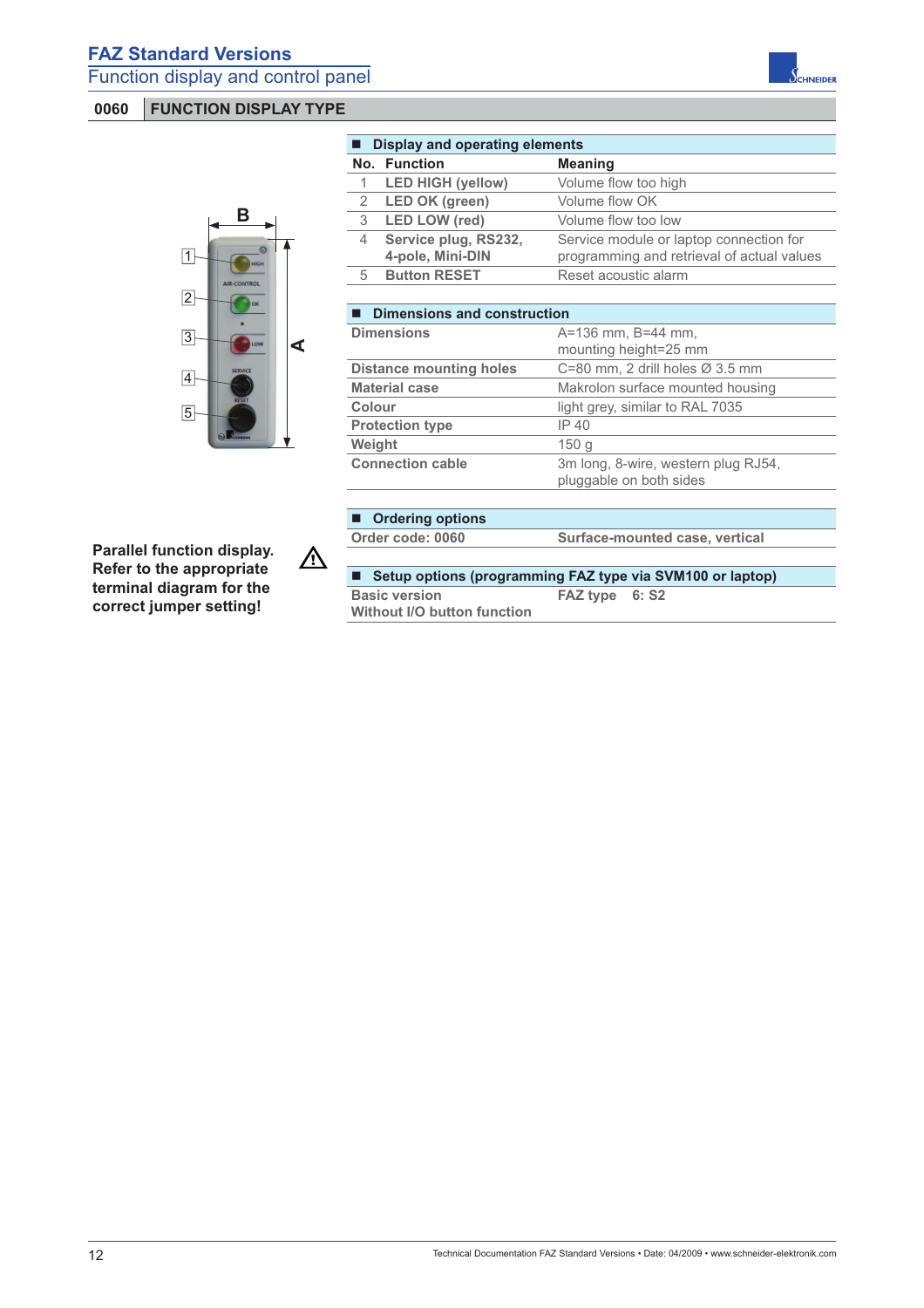# FAZ Standard Versions

## Function display and control panel

## 0060 FUNCTION DISPLAY TYPE

**Parallel function display. Refer to the appropriate terminal diagram for the correct jumper setting!** ⚠

### Display and operating elements

| No. | Function | Meaning |
|---|---|---|
| 1 | **LED HIGH (yellow)** | Volume flow too high |
| 2 | **LED OK (green)** | Volume flow OK |
| 3 | **LED LOW (red)** | Volume flow too low |
| 4 | **Service plug, RS232, 4-pole, Mini-DIN** | Service module or laptop connection for programming and retrieval of actual values |
| 5 | **Button RESET** | Reset acoustic alarm |

### Dimensions and construction

| | |
|---|---|
| **Dimensions** | A=136 mm, B=44 mm, mounting height=25 mm |
| **Distance mounting holes** | C=80 mm, 2 drill holes Ø 3.5 mm |
| **Material case** | Makrolon surface mounted housing |
| **Colour** | light grey, similar to RAL 7035 |
| **Protection type** | IP 40 |
| **Weight** | 150 g |
| **Connection cable** | 3m long, 8-wire, western plug RJ54, pluggable on both sides |

### Ordering options

| | |
|---|---|
| **Order code: 0060** | **Surface-mounted case, vertical** |

### Setup options (programming FAZ type via SVM100 or laptop)

| | |
|---|---|
| **Basic version**<br>**Without I/O button function** | **FAZ type 6: S2** |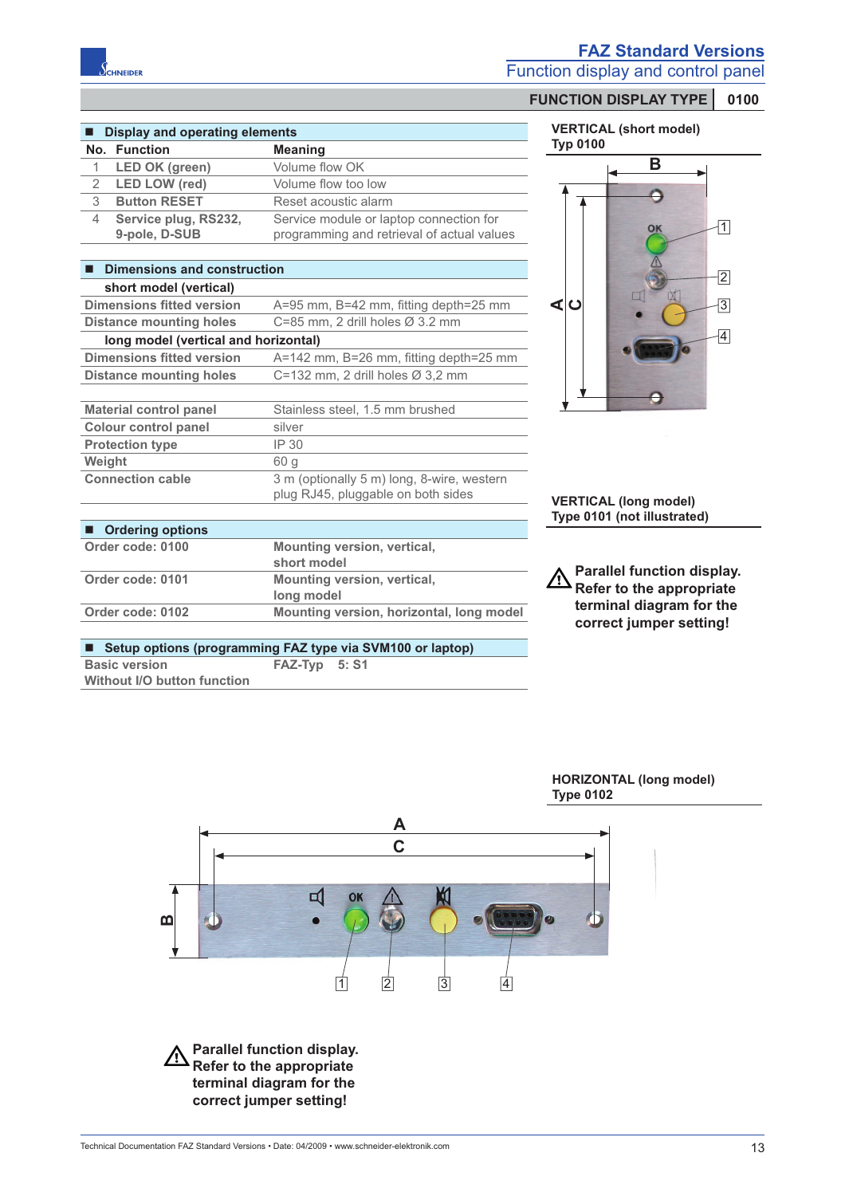# FAZ Standard Versions

## Function display and control panel

**FUNCTION DISPLAY TYPE** | **0100**

### Display and operating elements

| No. | Function | Meaning |
|---|---|---|
| 1 | LED OK (green) | Volume flow OK |
| 2 | LED LOW (red) | Volume flow too low |
| 3 | Button RESET | Reset acoustic alarm |
| 4 | Service plug, RS232, 9-pole, D-SUB | Service module or laptop connection for programming and retrieval of actual values |

### Dimensions and construction

| | |
|---|---|
| **short model (vertical)** | |
| Dimensions fitted version | A=95 mm, B=42 mm, fitting depth=25 mm |
| Distance mounting holes | C=85 mm, 2 drill holes Ø 3.2 mm |
| **long model (vertical and horizontal)** | |
| Dimensions fitted version | A=142 mm, B=26 mm, fitting depth=25 mm |
| Distance mounting holes | C=132 mm, 2 drill holes Ø 3,2 mm |

| | |
|---|---|
| Material control panel | Stainless steel, 1.5 mm brushed |
| Colour control panel | silver |
| Protection type | IP 30 |
| Weight | 60 g |
| Connection cable | 3 m (optionally 5 m) long, 8-wire, western plug RJ45, pluggable on both sides |

### Ordering options

| | |
|---|---|
| Order code: 0100 | **Mounting version, vertical, short model** |
| Order code: 0101 | **Mounting version, vertical, long model** |
| Order code: 0102 | **Mounting version, horizontal, long model** |

### Setup options (programming FAZ type via SVM100 or laptop)

| | |
|---|---|
| Basic version<br>Without I/O button function | FAZ-Typ 5: S1 |

**VERTICAL (short model)**
**Typ 0100**

**VERTICAL (long model)**
**Type 0101 (not illustrated)**

**⚠ Parallel function display. Refer to the appropriate terminal diagram for the correct jumper setting!**

**HORIZONTAL (long model)**
**Type 0102**

**⚠ Parallel function display. Refer to the appropriate terminal diagram for the correct jumper setting!**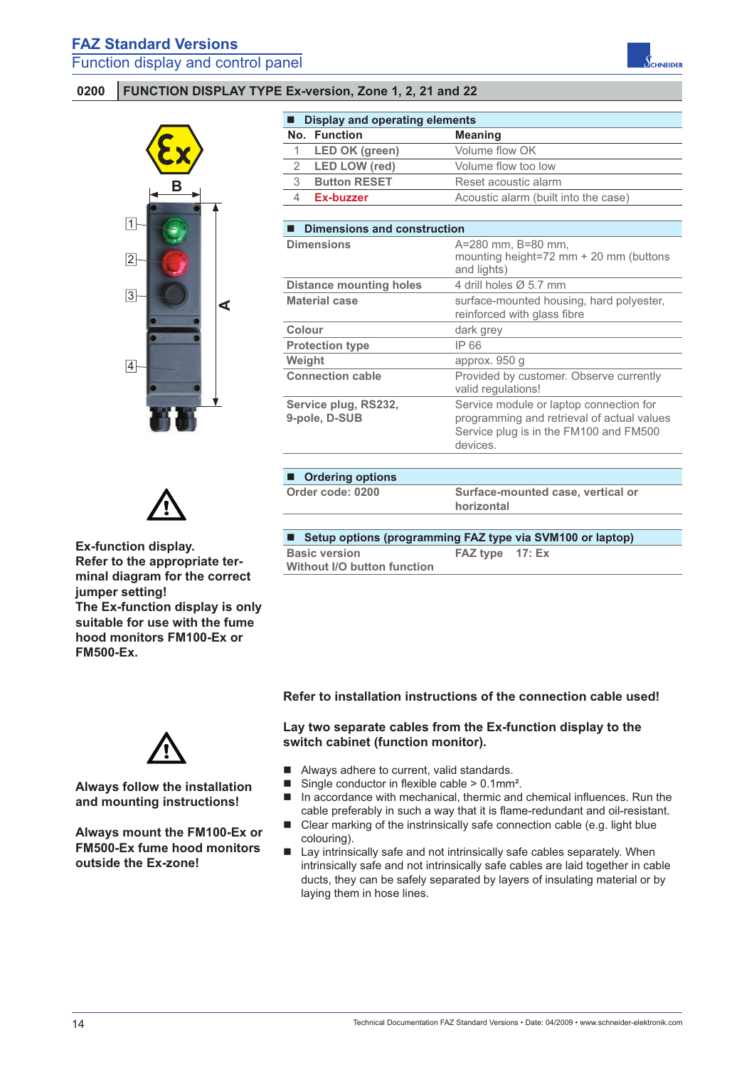## FAZ Standard Versions
### Function display and control panel

## 0200 FUNCTION DISPLAY TYPE Ex-version, Zone 1, 2, 21 and 22

**Ex-function display.**
**Refer to the appropriate terminal diagram for the correct jumper setting!**
**The Ex-function display is only suitable for use with the fume hood monitors FM100-Ex or FM500-Ex.**

### Display and operating elements

| No. | Function | Meaning |
|---|---|---|
| 1 | LED OK (green) | Volume flow OK |
| 2 | LED LOW (red) | Volume flow too low |
| 3 | Button RESET | Reset acoustic alarm |
| 4 | Ex-buzzer | Acoustic alarm (built into the case) |

### Dimensions and construction

| | |
|---|---|
| Dimensions | A=280 mm, B=80 mm, mounting height=72 mm + 20 mm (buttons and lights) |
| Distance mounting holes | 4 drill holes Ø 5.7 mm |
| Material case | surface-mounted housing, hard polyester, reinforced with glass fibre |
| Colour | dark grey |
| Protection type | IP 66 |
| Weight | approx. 950 g |
| Connection cable | Provided by customer. Observe currently valid regulations! |
| Service plug, RS232, 9-pole, D-SUB | Service module or laptop connection for programming and retrieval of actual values Service plug is in the FM100 and FM500 devices. |

### Ordering options

| | |
|---|---|
| Order code: 0200 | **Surface-mounted case, vertical or horizontal** |

### Setup options (programming FAZ type via SVM100 or laptop)

| | |
|---|---|
| Basic version<br>Without I/O button function | FAZ type 17: Ex |

**Always follow the installation and mounting instructions!**

**Always mount the FM100-Ex or FM500-Ex fume hood monitors outside the Ex-zone!**

**Refer to installation instructions of the connection cable used!**

**Lay two separate cables from the Ex-function display to the switch cabinet (function monitor).**

- Always adhere to current, valid standards.
- Single conductor in flexible cable > 0.1mm².
- In accordance with mechanical, thermic and chemical influences. Run the cable preferably in such a way that it is flame-redundant and oil-resistant.
- Clear marking of the instrinsically safe connection cable (e.g. light blue colouring).
- Lay intrinsically safe and not intrinsically safe cables separately. When intrinsically safe and not intrinsically safe cables are laid together in cable ducts, they can be safely separated by layers of insulating material or by laying them in hose lines.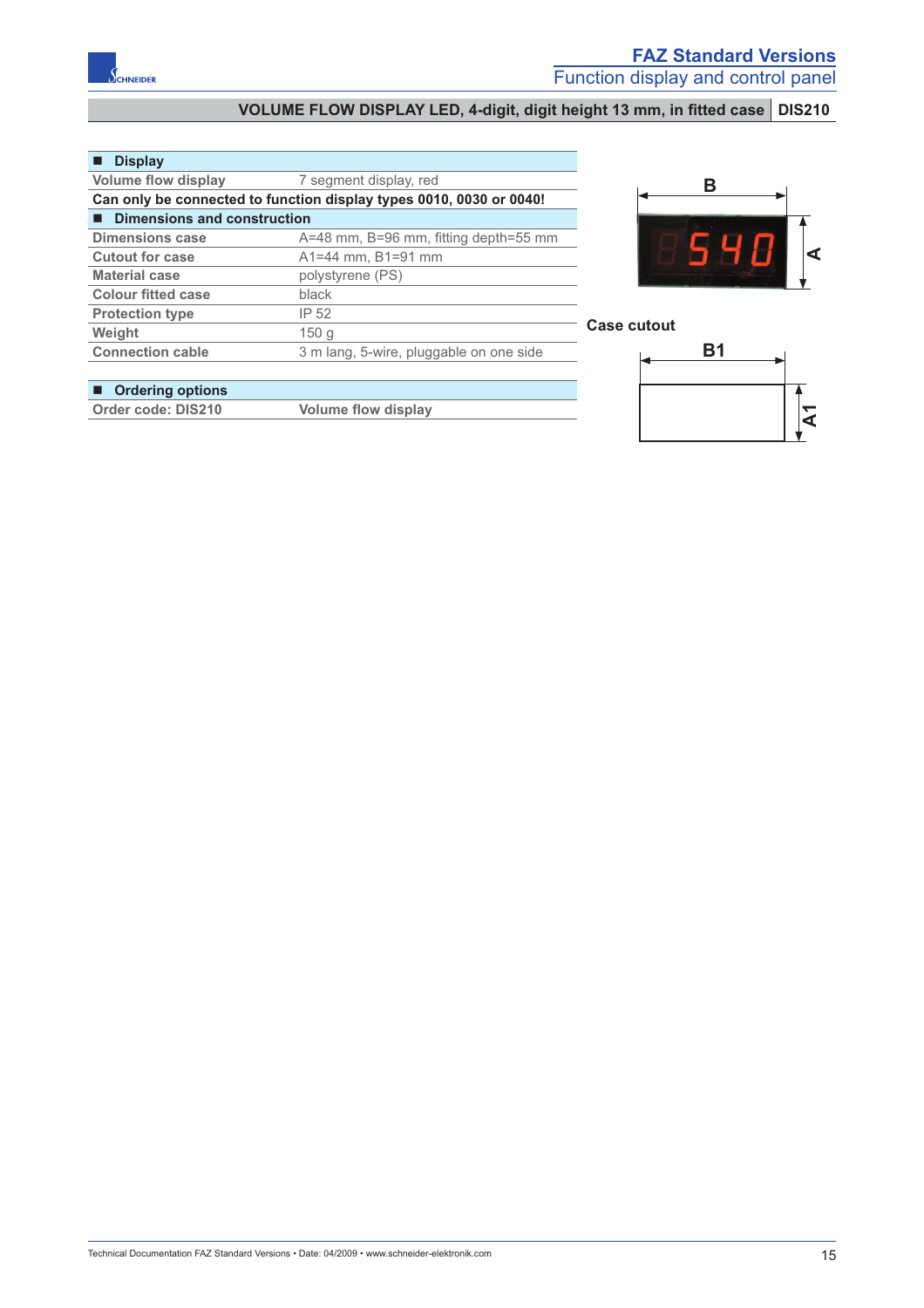## VOLUME FLOW DISPLAY LED, 4-digit, digit height 13 mm, in fitted case | DIS210

| ■ Display | |
|---|---|
| Volume flow display | 7 segment display, red |
| **Can only be connected to function display types 0010, 0030 or 0040!** | |
| **■ Dimensions and construction** | |
| Dimensions case | A=48 mm, B=96 mm, fitting depth=55 mm |
| Cutout for case | A1=44 mm, B1=91 mm |
| Material case | polystyrene (PS) |
| Colour fitted case | black |
| Protection type | IP 52 |
| Weight | 150 g |
| Connection cable | 3 m lang, 5-wire, pluggable on one side |

| ■ Ordering options | |
|---|---|
| Order code: DIS210 | Volume flow display |

B

A

**Case cutout**

B1

A1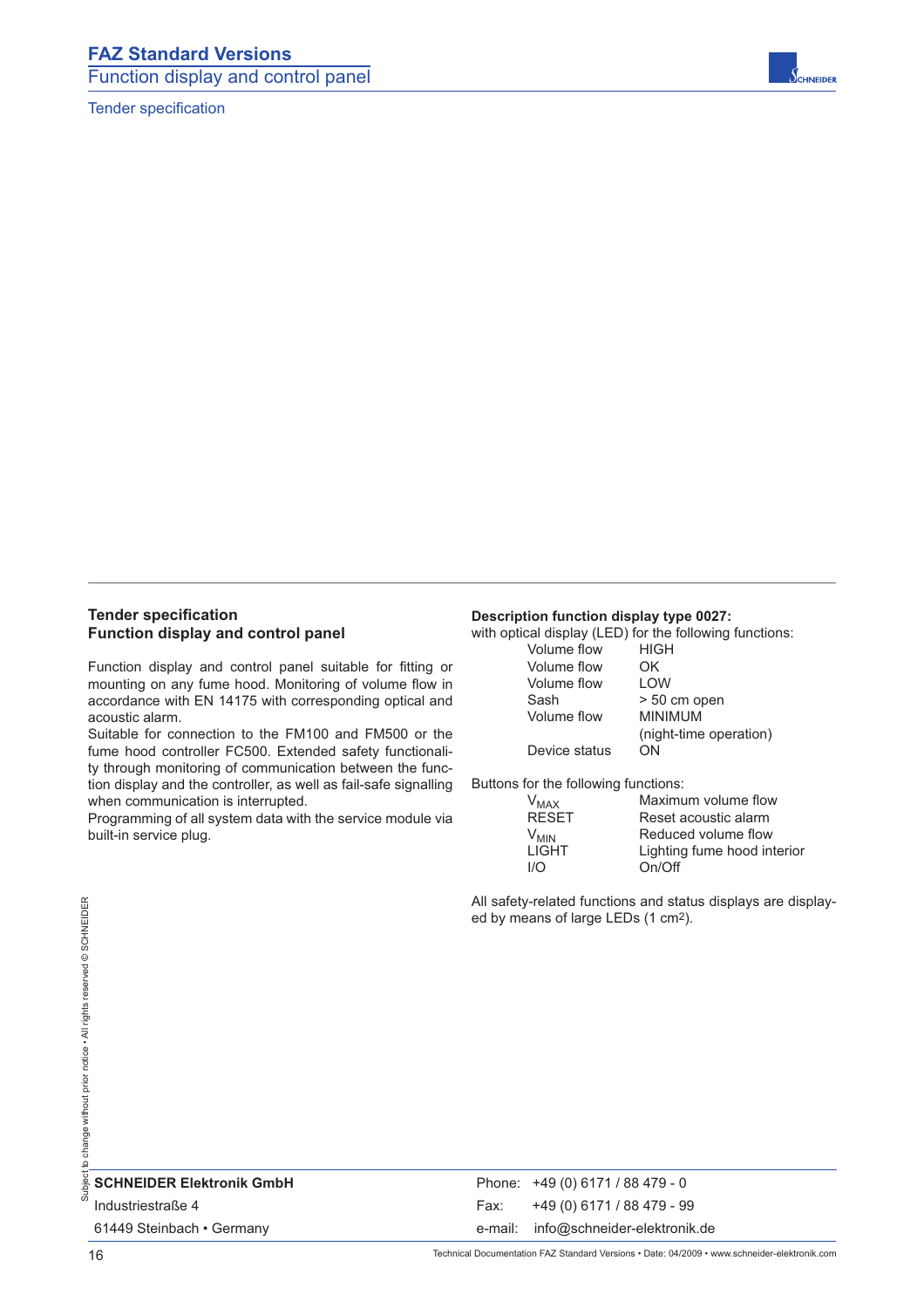# FAZ Standard Versions

## Function display and control panel

Tender specification

### Tender specification
### Function display and control panel

Function display and control panel suitable for fitting or mounting on any fume hood. Monitoring of volume flow in accordance with EN 14175 with corresponding optical and acoustic alarm.
Suitable for connection to the FM100 and FM500 or the fume hood controller FC500. Extended safety functionality through monitoring of communication between the function display and the controller, as well as fail-safe signalling when communication is interrupted.
Programming of all system data with the service module via built-in service plug.

**Description function display type 0027:**
with optical display (LED) for the following functions:

| | |
|---|---|
| Volume flow | HIGH |
| Volume flow | OK |
| Volume flow | LOW |
| Sash | > 50 cm open |
| Volume flow | MINIMUM (night-time operation) |
| Device status | ON |

Buttons for the following functions:

| | |
|---|---|
| $V_{MAX}$ | Maximum volume flow |
| RESET | Reset acoustic alarm |
| $V_{MIN}$ | Reduced volume flow |
| LIGHT | Lighting fume hood interior |
| I/O | On/Off |

All safety-related functions and status displays are displayed by means of large LEDs (1 cm²).

Subject to change without prior notice • All rights reserved © SCHNEIDER

**SCHNEIDER Elektronik GmbH**
Industriestraße 4
61449 Steinbach • Germany

Phone: +49 (0) 6171 / 88 479 - 0
Fax: +49 (0) 6171 / 88 479 - 99
e-mail: info@schneider-elektronik.de